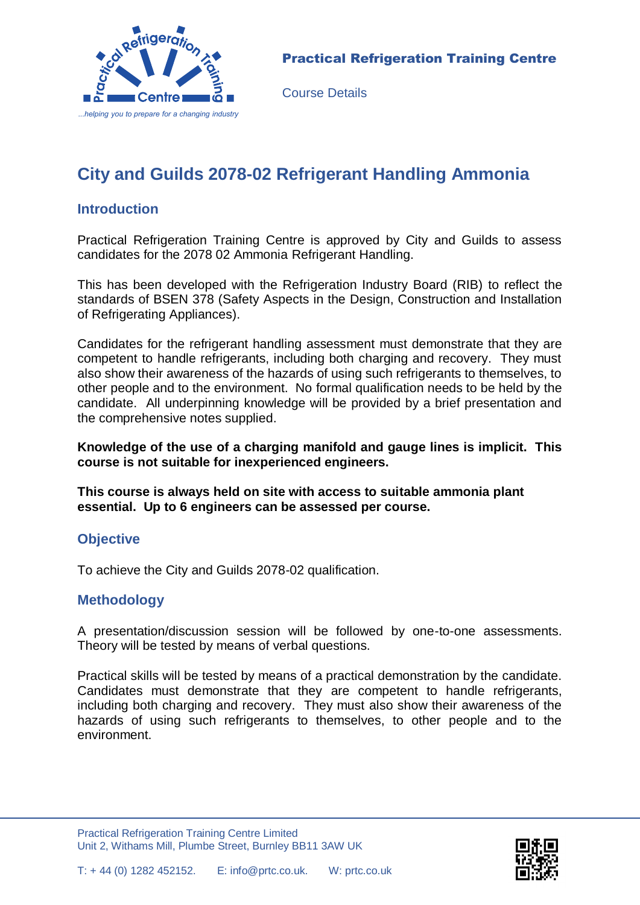**Practical Refrigeration Training Centre**

Course Details

# City and Guilds 2078-02 Refrigerant Handling Ammonia

## Introduction

Practical Refrigeration Training Centre is approved by City and Guilds to assess candidates for the 2078 02 Ammonia Refrigerant Handling.

This has been developed with the Refrigeration Industry Board (RIB) to reflect the standards of BSEN 378 (Safety Aspects in the Design, Construction and Installation of Refrigerating Appliances).

Candidates for the refrigerant handling assessment must demonstrate that they are competent to handle refrigerants, including both charging and recovery. They must also show their awareness of the hazards of using such refrigerants to themselves, to other people and to the environment. No formal qualification needs to be held by the candidate. All underpinning knowledge will be provided by a brief presentation and the comprehensive notes supplied.

**Knowledge of the use of a charging manifold and gauge lines is implicit. This course is not suitable for inexperienced engineers.**

**This course is always held on site with access to suitable ammonia plant essential. Up to 6 engineers can be assessed per course.**

## Objective

To achieve the City and Guilds 2078-02 qualification.

## Methodology

A presentation/discussion session will be followed by one-to-one assessments. Theory will be tested by means of verbal questions.

Practical skills will be tested by means of a practical demonstration by the candidate. Candidates must demonstrate that they are competent to handle refrigerants, including both charging and recovery. They must also show their awareness of the hazards of using such refrigerants to themselves, to other people and to the environment.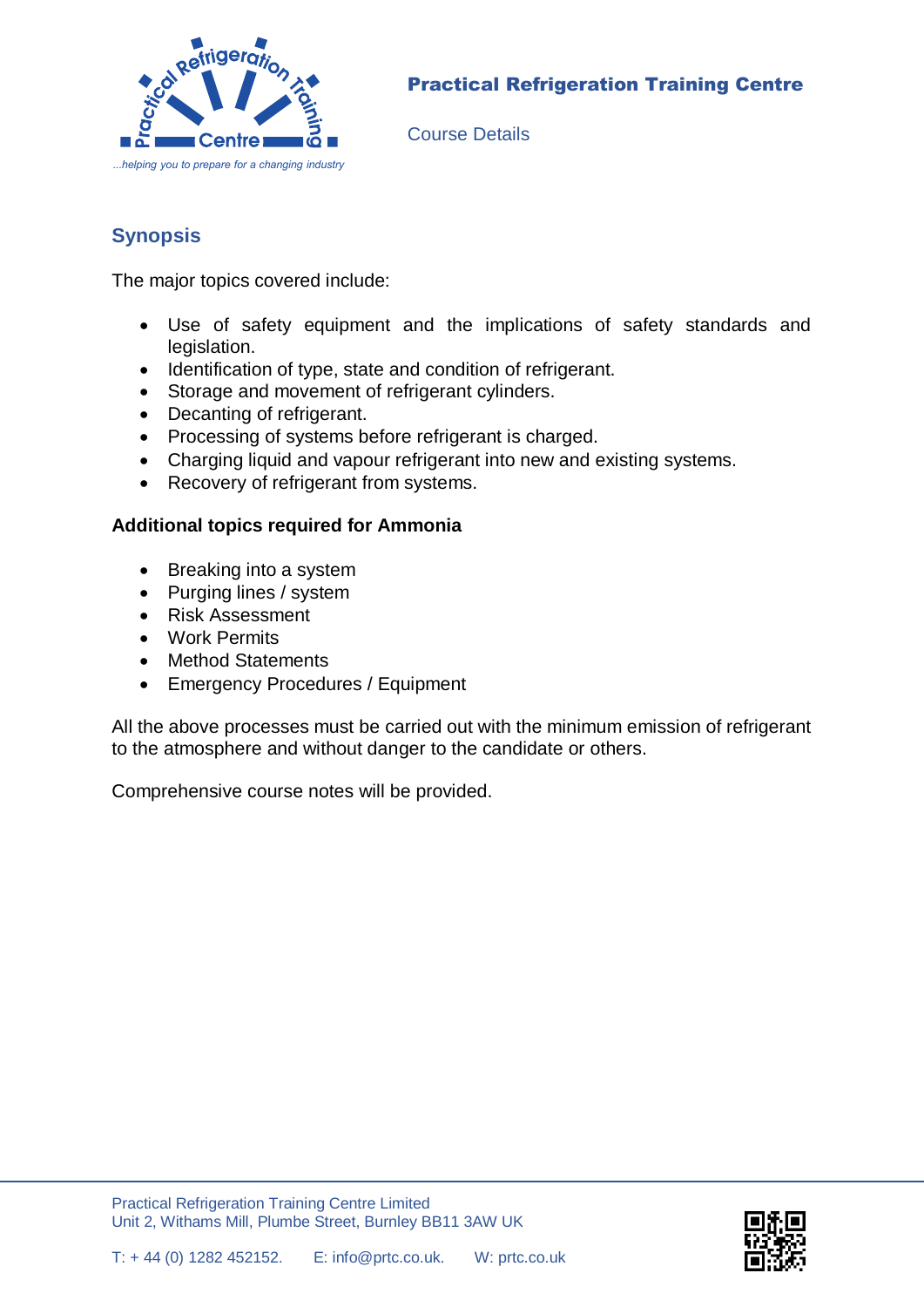## Synopsis

The major topics covered include:

- Use of safety equipment and the implications of safety standards and legislation.
- Identification of type, state and condition of refrigerant.
- Storage and movement of refrigerant cylinders.
- Decanting of refrigerant.
- Processing of systems before refrigerant is charged.
- Charging liquid and vapour refrigerant into new and existing systems.
- Recovery of refrigerant from systems.

**Additional topics required for Ammonia**

- Breaking into a system
- Purging lines / system
- Risk Assessment
- Work Permits
- Method Statements
- Emergency Procedures / Equipment

All the above processes must be carried out with the minimum emission of refrigerant to the atmosphere and without danger to the candidate or others.

Comprehensive course notes will be provided.